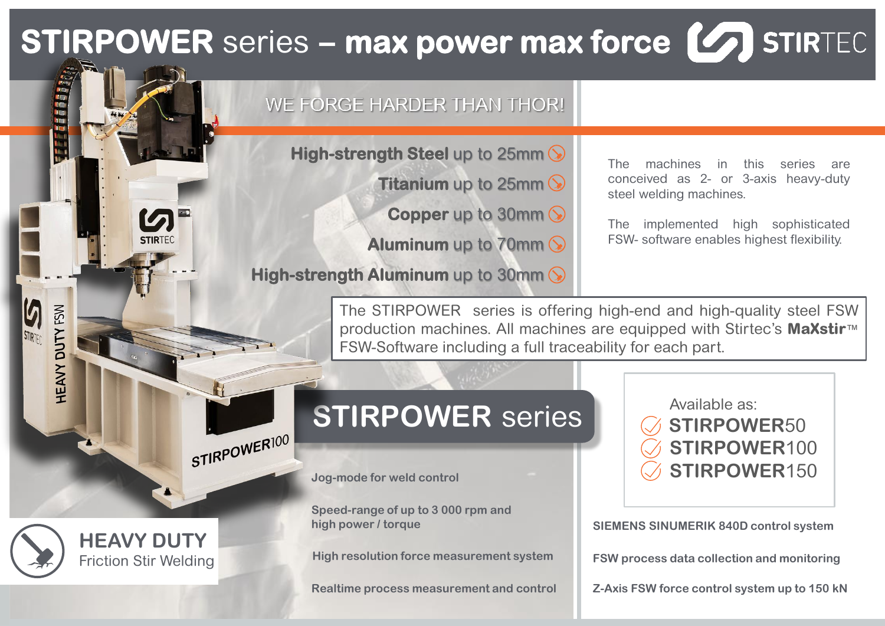# STIRPOWER series – max power max force

STIRTEC

WE FORGE HARDER THAN THOR!

- **High-strength Steel** up to 25mm
- **Titanium** up to 25mm
- **Copper** up to 30mm
- **Aluminum** up to 70mm
- **High-strength Aluminum** up to 30mm

The machines in this series are conceived as 2- or 3-axis heavy-duty steel welding machines.

The implemented high sophisticated FSW- software enables highest flexibility.

The STIRPOWER series is offering high-end and high-quality steel FSW production machines. All machines are equipped with Stirtec's **MaXstir**™ FSW-Software including a full traceability for each part.

## STIRPOWER series

Available as:

- **STIRPOWER**50
- **STIRPOWER**100
- **STIRPOWER**150

**Jog-mode for weld control**

**Speed-range of up to 3 000 rpm and high power / torque**

**High resolution force measurement system**

**Realtime process measurement and control**

**SIEMENS SINUMERIK 840D control system**

**FSW process data collection and monitoring**

**Z-Axis FSW force control system up to 150 kN**

**HEAVY DUTY**
Friction Stir Welding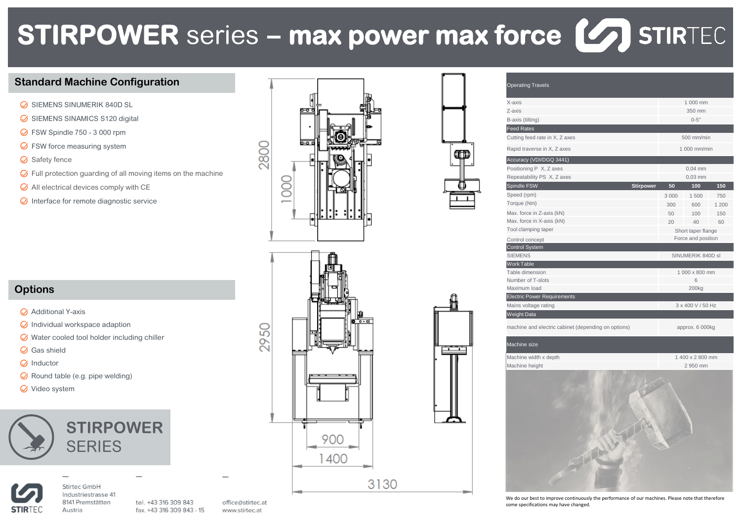# STIRPOWER series – max power max force

STIRTEC

## Standard Machine Configuration

- SIEMENS SINUMERIK 840D SL
- SIEMENS SINAMICS S120 digital
- FSW Spindle 750 - 3 000 rpm
- FSW force measuring system
- Safety fence
- Full protection guarding of all moving items on the machine
- All electrical devices comply with CE
- Interface for remote diagnostic service

## Options

- Additional Y-axis
- Individual workspace adaption
- Water cooled tool holder including chiller
- Gas shield
- Inductor
- Round table (e.g. pipe welding)
- Video system

**STIRPOWER**
SERIES

2800
1000
2950
900
1400
3130

| Operating Travels | | | | |
|---|---|---|---|---|
| X-axis | 1 000 mm | | | |
| Z-axis | 350 mm | | | |
| B-axis (tilting) | 0-5° | | | |
| **Feed Rates** | | | | |
| Cutting feed rate in X, Z axes | 500 mm/min | | | |
| Rapid traverse in X, Z axes | 1 000 mm/min | | | |
| **Accuracy (VDI/DGQ 3441)** | | | | |
| Positioning P X, Z axes | 0,04 mm | | | |
| Repeatability PS X, Z axes | 0,03 mm | | | |
| **Spindle FSW** | **Stirpower** | **50** | **100** | **150** |
| Speed (rpm) | | 3 000 | 1 500 | 750 |
| Torque (Nm) | | 300 | 600 | 1 200 |
| Max. force in Z-axis (kN) | | 50 | 100 | 150 |
| Max. force in X-axis (kN) | | 20 | 40 | 60 |
| Tool clamping taper | Short taper flange | | | |
| Control concept | Force and position | | | |
| **Control System** | | | | |
| SIEMENS | SINUMERIK 840D sl | | | |
| **Work Table** | | | | |
| Table dimension | 1 000 x 800 mm | | | |
| Number of T-slots | 6 | | | |
| Maximum load | 200kg | | | |
| **Electric Power Requirements** | | | | |
| Mains voltage rating | 3 x 400 V / 50 Hz | | | |
| **Weight Data** | | | | |
| machine and electric cabinet (depending on options) | approx. 6 000kg | | | |
| **Machine size** | | | | |
| Machine width x depth | 1 400 x 2 800 mm | | | |
| Machine height | 2 950 mm | | | |

We do our best to improve continuously the performance of our machines. Please note that therefore some specifications may have changed.

Stirtec GmbH
Industriestrasse 41
8141 Premstätten
Austria

tel. +43 316 309 843
fax. +43 316 309 843 - 15

office@stirtec.at
www.stirtec.at